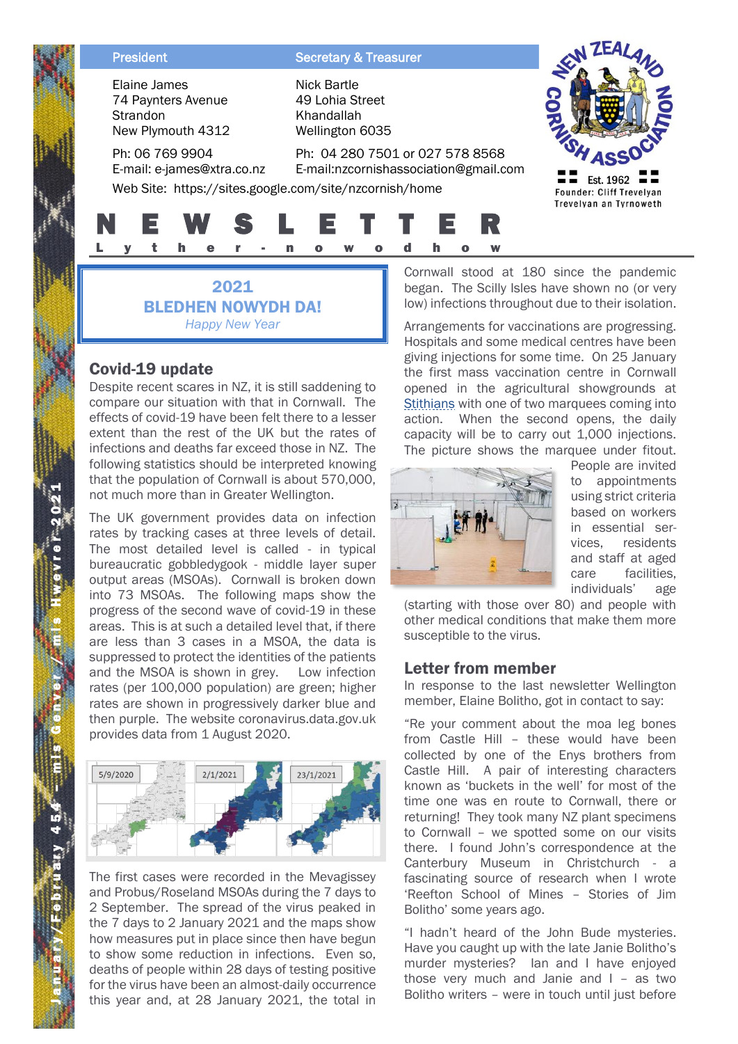| President | Secretary & Treasurer |
|---|---|
| Elaine James<br>74 Paynters Avenue<br>Strandon<br>New Plymouth 4312 | Nick Bartle<br>49 Lohia Street<br>Khandallah<br>Wellington 6035 |
| Ph: 06 769 9904<br>E-mail: e-james@xtra.co.nz | Ph: 04 280 7501 or 027 578 8568<br>E-mail:nzcornishassociation@gmail.com |

Web Site: https://sites.google.com/site/nzcornish/home

NEW ZEALAND CORNISH ASSOCIATION
Est. 1962
Founder: Cliff Trevelyan
Trevelyan an Tyrnoweth

# NEWSLETTER

Lyther-nowodhow

January/February 454 – mis Genver / mis Hwevrer 2021

**2021**
**BLEDHEN NOWYDH DA!**
*Happy New Year*

## Covid-19 update

Despite recent scares in NZ, it is still saddening to compare our situation with that in Cornwall. The effects of covid-19 have been felt there to a lesser extent than the rest of the UK but the rates of infections and deaths far exceed those in NZ. The following statistics should be interpreted knowing that the population of Cornwall is about 570,000, not much more than in Greater Wellington.

The UK government provides data on infection rates by tracking cases at three levels of detail. The most detailed level is called - in typical bureaucratic gobbledygook - middle layer super output areas (MSOAs). Cornwall is broken down into 73 MSOAs. The following maps show the progress of the second wave of covid-19 in these areas. This is at such a detailed level that, if there are less than 3 cases in a MSOA, the data is suppressed to protect the identities of the patients and the MSOA is shown in grey. Low infection rates (per 100,000 population) are green; higher rates are shown in progressively darker blue and then purple. The website coronavirus.data.gov.uk provides data from 1 August 2020.

5/9/2020 | 2/1/2021 | 23/1/2021

The first cases were recorded in the Mevagissey and Probus/Roseland MSOAs during the 7 days to 2 September. The spread of the virus peaked in the 7 days to 2 January 2021 and the maps show how measures put in place since then have begun to show some reduction in infections. Even so, deaths of people within 28 days of testing positive for the virus have been an almost-daily occurrence this year and, at 28 January 2021, the total in Cornwall stood at 180 since the pandemic began. The Scilly Isles have shown no (or very low) infections throughout due to their isolation.

Arrangements for vaccinations are progressing. Hospitals and some medical centres have been giving injections for some time. On 25 January the first mass vaccination centre in Cornwall opened in the agricultural showgrounds at Stithians with one of two marquees coming into action. When the second opens, the daily capacity will be to carry out 1,000 injections. The picture shows the marquee under fitout. People are invited to appointments using strict criteria based on workers in essential services, residents and staff at aged care facilities, individuals' age (starting with those over 80) and people with other medical conditions that make them more susceptible to the virus.

## Letter from member

In response to the last newsletter Wellington member, Elaine Bolitho, got in contact to say:

"Re your comment about the moa leg bones from Castle Hill – these would have been collected by one of the Enys brothers from Castle Hill. A pair of interesting characters known as 'buckets in the well' for most of the time one was en route to Cornwall, there or returning! They took many NZ plant specimens to Cornwall – we spotted some on our visits there. I found John's correspondence at the Canterbury Museum in Christchurch - a fascinating source of research when I wrote 'Reefton School of Mines – Stories of Jim Bolitho' some years ago.

"I hadn't heard of the John Bude mysteries. Have you caught up with the late Janie Bolitho's murder mysteries? Ian and I have enjoyed those very much and Janie and I – as two Bolitho writers – were in touch until just before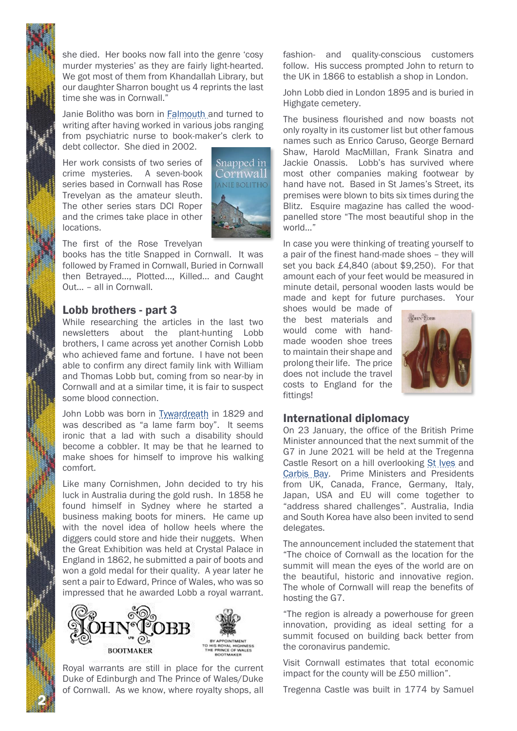she died. Her books now fall into the genre 'cosy murder mysteries' as they are fairly light-hearted. We got most of them from Khandallah Library, but our daughter Sharron bought us 4 reprints the last time she was in Cornwall."

Janie Bolitho was born in Falmouth and turned to writing after having worked in various jobs ranging from psychiatric nurse to book-maker's clerk to debt collector. She died in 2002.

Her work consists of two series of crime mysteries. A seven-book series based in Cornwall has Rose Trevelyan as the amateur sleuth. The other series stars DCI Roper and the crimes take place in other locations.

The first of the Rose Trevelyan books has the title Snapped in Cornwall. It was followed by Framed in Cornwall, Buried in Cornwall then Betrayed…, Plotted…, Killed… and Caught Out… – all in Cornwall.

## Lobb brothers - part 3

While researching the articles in the last two newsletters about the plant-hunting Lobb brothers, I came across yet another Cornish Lobb who achieved fame and fortune. I have not been able to confirm any direct family link with William and Thomas Lobb but, coming from so near-by in Cornwall and at a similar time, it is fair to suspect some blood connection.

John Lobb was born in Tywardreath in 1829 and was described as "a lame farm boy". It seems ironic that a lad with such a disability should become a cobbler. It may be that he learned to make shoes for himself to improve his walking comfort.

Like many Cornishmen, John decided to try his luck in Australia during the gold rush. In 1858 he found himself in Sydney where he started a business making boots for miners. He came up with the novel idea of hollow heels where the diggers could store and hide their nuggets. When the Great Exhibition was held at Crystal Palace in England in 1862, he submitted a pair of boots and won a gold medal for their quality. A year later he sent a pair to Edward, Prince of Wales, who was so impressed that he awarded Lobb a royal warrant.

Royal warrants are still in place for the current Duke of Edinburgh and The Prince of Wales/Duke of Cornwall. As we know, where royalty shops, all fashion- and quality-conscious customers follow. His success prompted John to return to the UK in 1866 to establish a shop in London.

John Lobb died in London 1895 and is buried in Highgate cemetery.

The business flourished and now boasts not only royalty in its customer list but other famous names such as Enrico Caruso, George Bernard Shaw, Harold MacMillan, Frank Sinatra and Jackie Onassis. Lobb's has survived where most other companies making footwear by hand have not. Based in St James's Street, its premises were blown to bits six times during the Blitz. Esquire magazine has called the wood-panelled store "The most beautiful shop in the world…"

In case you were thinking of treating yourself to a pair of the finest hand-made shoes – they will set you back £4,840 (about $9,250). For that amount each of your feet would be measured in minute detail, personal wooden lasts would be made and kept for future purchases. Your shoes would be made of the best materials and would come with hand-made wooden shoe trees to maintain their shape and prolong their life. The price does not include the travel costs to England for the fittings!

## International diplomacy

On 23 January, the office of the British Prime Minister announced that the next summit of the G7 in June 2021 will be held at the Tregenna Castle Resort on a hill overlooking St Ives and Carbis Bay. Prime Ministers and Presidents from UK, Canada, France, Germany, Italy, Japan, USA and EU will come together to "address shared challenges". Australia, India and South Korea have also been invited to send delegates.

The announcement included the statement that "The choice of Cornwall as the location for the summit will mean the eyes of the world are on the beautiful, historic and innovative region. The whole of Cornwall will reap the benefits of hosting the G7.

"The region is already a powerhouse for green innovation, providing as ideal setting for a summit focused on building back better from the coronavirus pandemic.

Visit Cornwall estimates that total economic impact for the county will be £50 million".

Tregenna Castle was built in 1774 by Samuel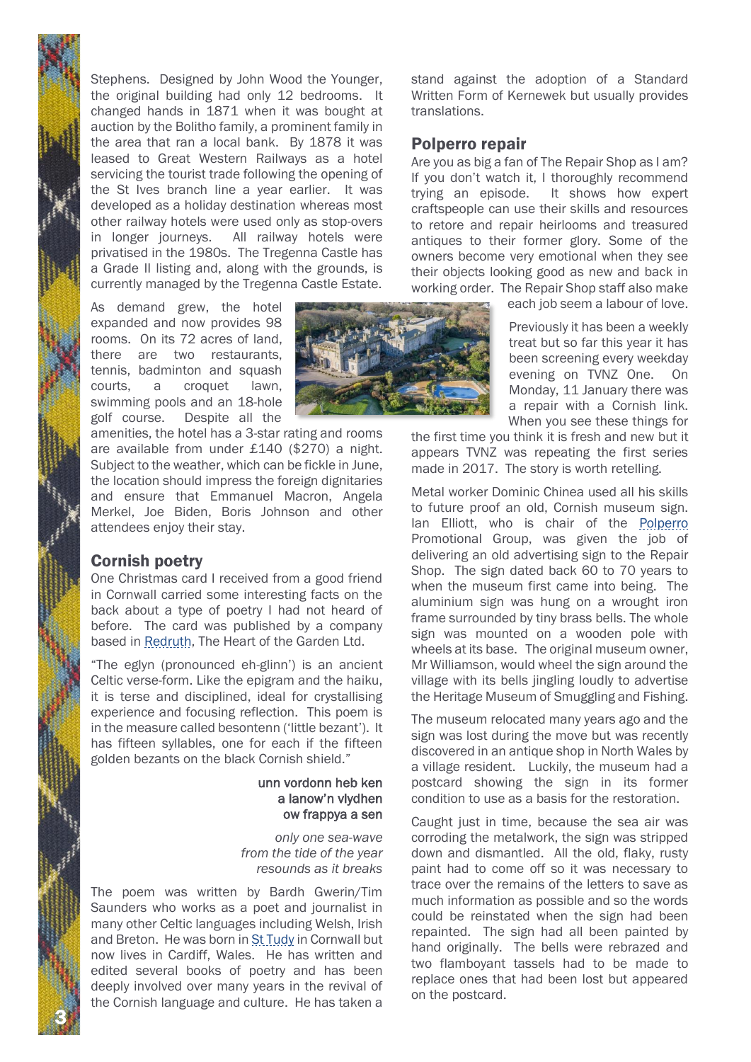Stephens. Designed by John Wood the Younger, the original building had only 12 bedrooms. It changed hands in 1871 when it was bought at auction by the Bolitho family, a prominent family in the area that ran a local bank. By 1878 it was leased to Great Western Railways as a hotel servicing the tourist trade following the opening of the St Ives branch line a year earlier. It was developed as a holiday destination whereas most other railway hotels were used only as stop-overs in longer journeys. All railway hotels were privatised in the 1980s. The Tregenna Castle has a Grade II listing and, along with the grounds, is currently managed by the Tregenna Castle Estate.

As demand grew, the hotel expanded and now provides 98 rooms. On its 72 acres of land, there are two restaurants, tennis, badminton and squash courts, a croquet lawn, swimming pools and an 18-hole golf course. Despite all the amenities, the hotel has a 3-star rating and rooms are available from under £140 ($270) a night. Subject to the weather, which can be fickle in June, the location should impress the foreign dignitaries and ensure that Emmanuel Macron, Angela Merkel, Joe Biden, Boris Johnson and other attendees enjoy their stay.

## Cornish poetry

One Christmas card I received from a good friend in Cornwall carried some interesting facts on the back about a type of poetry I had not heard of before. The card was published by a company based in Redruth, The Heart of the Garden Ltd.

"The eglyn (pronounced eh-glinn') is an ancient Celtic verse-form. Like the epigram and the haiku, it is terse and disciplined, ideal for crystallising experience and focusing reflection. This poem is in the measure called besontenn ('little bezant'). It has fifteen syllables, one for each if the fifteen golden bezants on the black Cornish shield."

unn vordonn heb ken
a lanow'n vlydhen
ow frappya a sen

*only one sea-wave*
*from the tide of the year*
*resounds as it breaks*

The poem was written by Bardh Gwerin/Tim Saunders who works as a poet and journalist in many other Celtic languages including Welsh, Irish and Breton. He was born in St Tudy in Cornwall but now lives in Cardiff, Wales. He has written and edited several books of poetry and has been deeply involved over many years in the revival of the Cornish language and culture. He has taken a stand against the adoption of a Standard Written Form of Kernewek but usually provides translations.

## Polperro repair

Are you as big a fan of The Repair Shop as I am? If you don't watch it, I thoroughly recommend trying an episode. It shows how expert craftspeople can use their skills and resources to retore and repair heirlooms and treasured antiques to their former glory. Some of the owners become very emotional when they see their objects looking good as new and back in working order. The Repair Shop staff also make each job seem a labour of love.

Previously it has been a weekly treat but so far this year it has been screening every weekday evening on TVNZ One. On Monday, 11 January there was a repair with a Cornish link. When you see these things for the first time you think it is fresh and new but it appears TVNZ was repeating the first series made in 2017. The story is worth retelling.

Metal worker Dominic Chinea used all his skills to future proof an old, Cornish museum sign. Ian Elliott, who is chair of the Polperro Promotional Group, was given the job of delivering an old advertising sign to the Repair Shop. The sign dated back 60 to 70 years to when the museum first came into being. The aluminium sign was hung on a wrought iron frame surrounded by tiny brass bells. The whole sign was mounted on a wooden pole with wheels at its base. The original museum owner, Mr Williamson, would wheel the sign around the village with its bells jingling loudly to advertise the Heritage Museum of Smuggling and Fishing.

The museum relocated many years ago and the sign was lost during the move but was recently discovered in an antique shop in North Wales by a village resident. Luckily, the museum had a postcard showing the sign in its former condition to use as a basis for the restoration.

Caught just in time, because the sea air was corroding the metalwork, the sign was stripped down and dismantled. All the old, flaky, rusty paint had to come off so it was necessary to trace over the remains of the letters to save as much information as possible and so the words could be reinstated when the sign had been repainted. The sign had all been painted by hand originally. The bells were rebrazed and two flamboyant tassels had to be made to replace ones that had been lost but appeared on the postcard.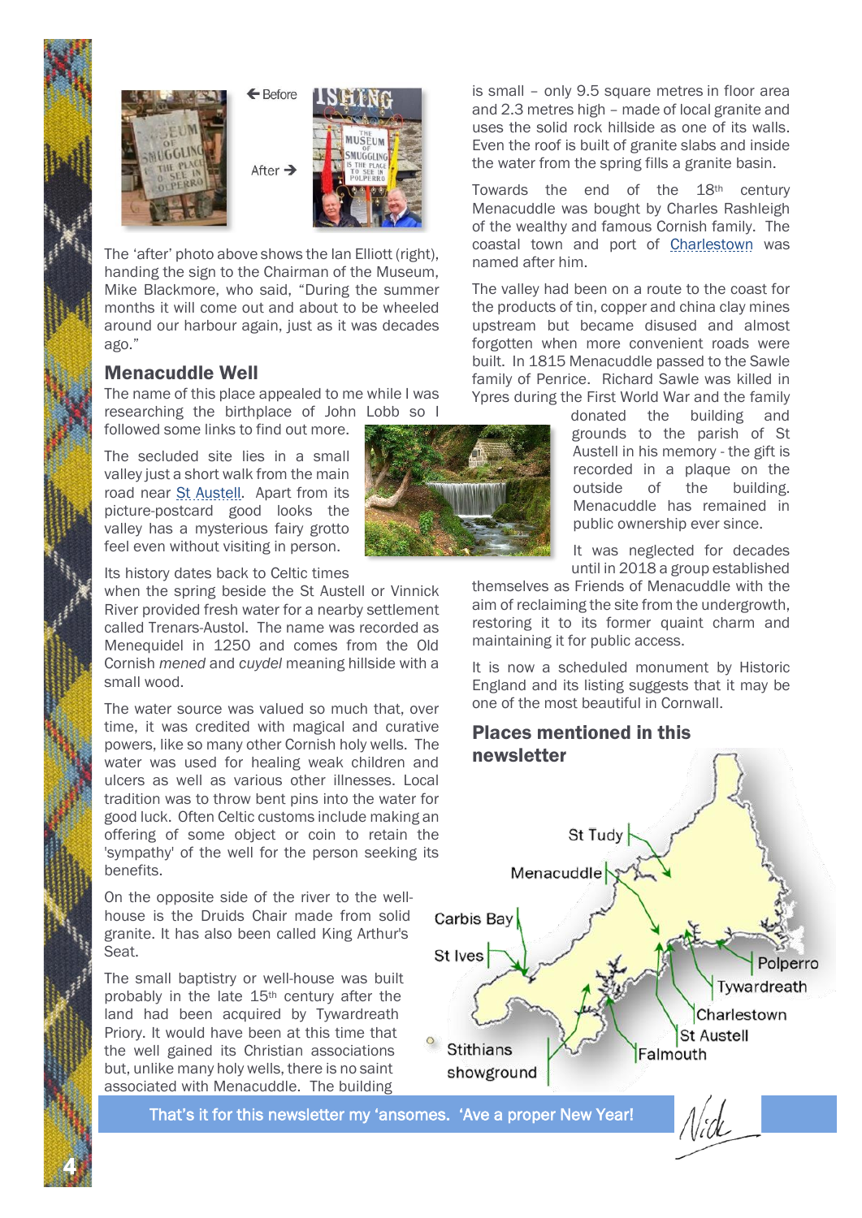← Before

After →

The 'after' photo above shows the Ian Elliott (right), handing the sign to the Chairman of the Museum, Mike Blackmore, who said, "During the summer months it will come out and about to be wheeled around our harbour again, just as it was decades ago."

## Menacuddle Well

The name of this place appealed to me while I was researching the birthplace of John Lobb so I followed some links to find out more.

The secluded site lies in a small valley just a short walk from the main road near St Austell. Apart from its picture-postcard good looks the valley has a mysterious fairy grotto feel even without visiting in person.

Its history dates back to Celtic times when the spring beside the St Austell or Vinnick River provided fresh water for a nearby settlement called Trenars-Austol. The name was recorded as Menequidel in 1250 and comes from the Old Cornish *mened* and *cuydel* meaning hillside with a small wood.

The water source was valued so much that, over time, it was credited with magical and curative powers, like so many other Cornish holy wells. The water was used for healing weak children and ulcers as well as various other illnesses. Local tradition was to throw bent pins into the water for good luck. Often Celtic customs include making an offering of some object or coin to retain the 'sympathy' of the well for the person seeking its benefits.

On the opposite side of the river to the well-house is the Druids Chair made from solid granite. It has also been called King Arthur's Seat.

The small baptistry or well-house was built probably in the late 15th century after the land had been acquired by Tywardreath Priory. It would have been at this time that the well gained its Christian associations but, unlike many holy wells, there is no saint associated with Menacuddle. The building is small – only 9.5 square metres in floor area and 2.3 metres high – made of local granite and uses the solid rock hillside as one of its walls. Even the roof is built of granite slabs and inside the water from the spring fills a granite basin.

Towards the end of the 18th century Menacuddle was bought by Charles Rashleigh of the wealthy and famous Cornish family. The coastal town and port of Charlestown was named after him.

The valley had been on a route to the coast for the products of tin, copper and china clay mines upstream but became disused and almost forgotten when more convenient roads were built. In 1815 Menacuddle passed to the Sawle family of Penrice. Richard Sawle was killed in Ypres during the First World War and the family donated the building and grounds to the parish of St Austell in his memory - the gift is recorded in a plaque on the outside of the building. Menacuddle has remained in public ownership ever since.

It was neglected for decades until in 2018 a group established themselves as Friends of Menacuddle with the aim of reclaiming the site from the undergrowth, restoring it to its former quaint charm and maintaining it for public access.

It is now a scheduled monument by Historic England and its listing suggests that it may be one of the most beautiful in Cornwall.

## Places mentioned in this newsletter

St Tudy
Menacuddle
Carbis Bay
St Ives
Polperro
Tywardreath
Charlestown
St Austell
Stithians showground
Falmouth

That's it for this newsletter my 'ansomes. 'Ave a proper New Year!

Nick